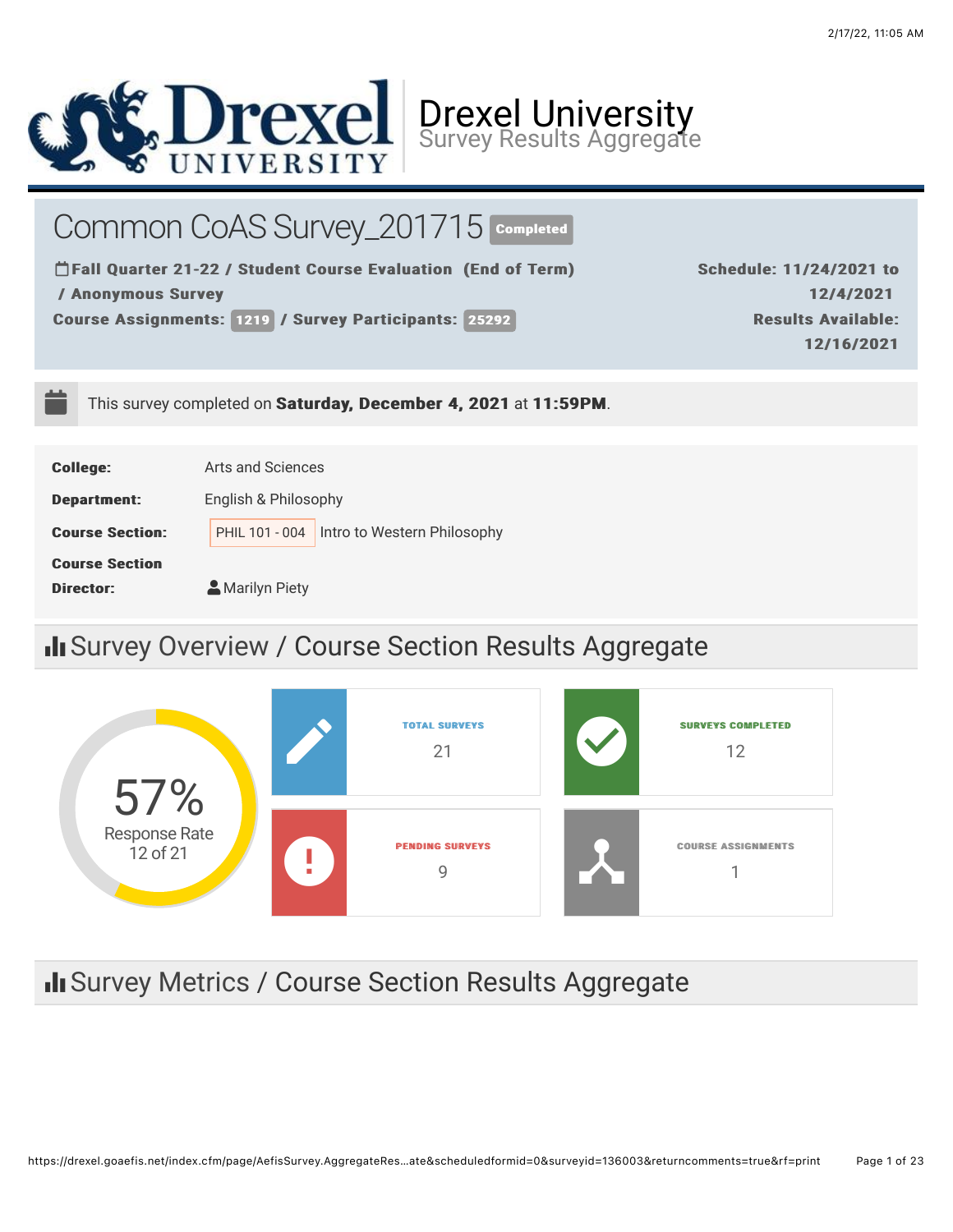# Drexel University
Survey Results Aggregate

## Common CoAS Survey_201715 Completed

**Fall Quarter 21-22 / Student Course Evaluation (End of Term) / Anonymous Survey**

**Course Assignments: 1219 / Survey Participants: 25292**

**Schedule: 11/24/2021 to 12/4/2021**

**Results Available: 12/16/2021**

This survey completed on **Saturday, December 4, 2021** at **11:59PM**.

| | |
|---|---|
| **College:** | Arts and Sciences |
| **Department:** | English & Philosophy |
| **Course Section:** | PHIL 101 - 004 Intro to Western Philosophy |
| **Course Section Director:** | Marilyn Piety |

## Survey Overview / Course Section Results Aggregate

57% Response Rate 12 of 21

| | |
|---|---|
| TOTAL SURVEYS | 21 |
| SURVEYS COMPLETED | 12 |
| PENDING SURVEYS | 9 |
| COURSE ASSIGNMENTS | 1 |

## Survey Metrics / Course Section Results Aggregate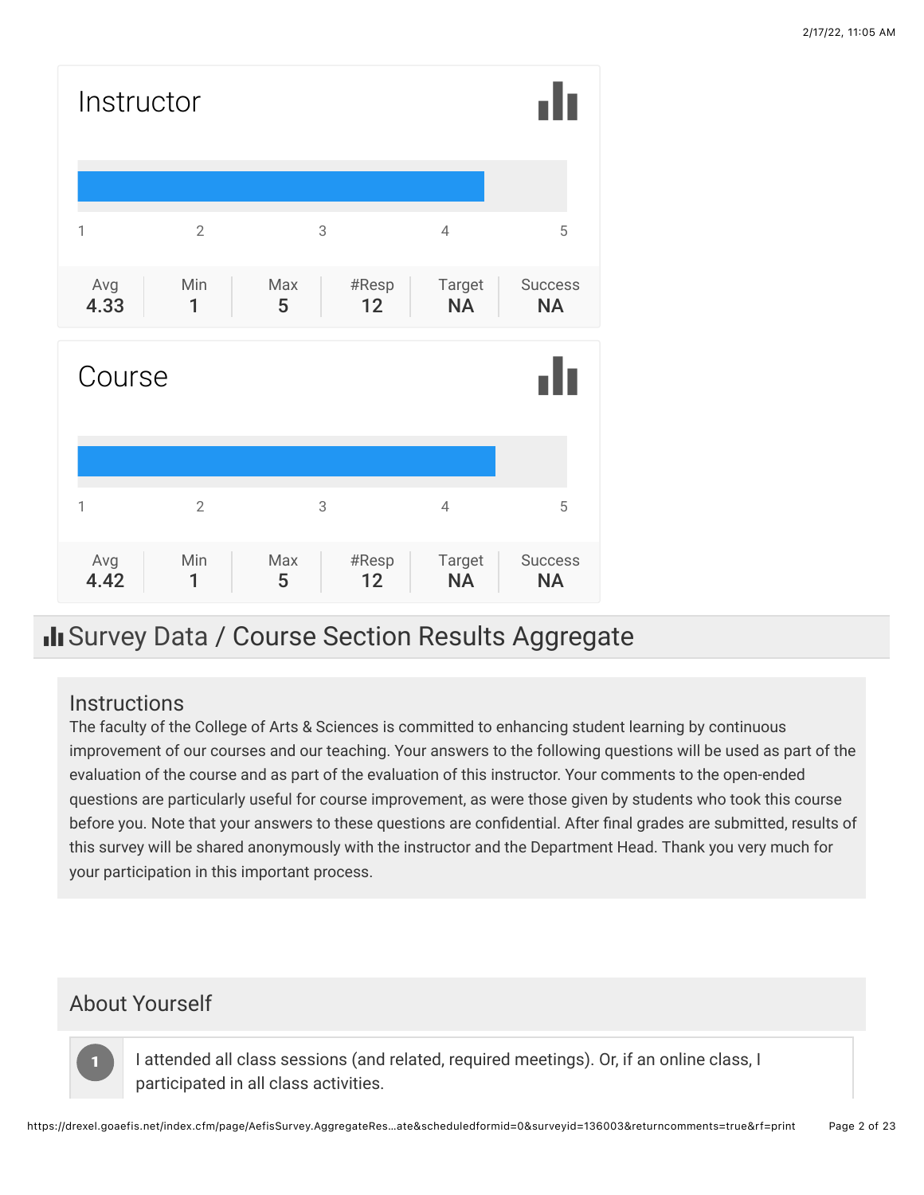## Instructor

| 1 | 2 | 3 | 4 | 5 |
|---|---|---|---|---|

| Avg | Min | Max | #Resp | Target | Success |
|---|---|---|---|---|---|
| 4.33 | 1 | 5 | 12 | NA | NA |

## Course

| 1 | 2 | 3 | 4 | 5 |
|---|---|---|---|---|

| Avg | Min | Max | #Resp | Target | Success |
|---|---|---|---|---|---|
| 4.42 | 1 | 5 | 12 | NA | NA |

# Survey Data / Course Section Results Aggregate

## Instructions

The faculty of the College of Arts & Sciences is committed to enhancing student learning by continuous improvement of our courses and our teaching. Your answers to the following questions will be used as part of the evaluation of the course and as part of the evaluation of this instructor. Your comments to the open-ended questions are particularly useful for course improvement, as were those given by students who took this course before you. Note that your answers to these questions are confidential. After final grades are submitted, results of this survey will be shared anonymously with the instructor and the Department Head. Thank you very much for your participation in this important process.

## About Yourself

**1** I attended all class sessions (and related, required meetings). Or, if an online class, I participated in all class activities.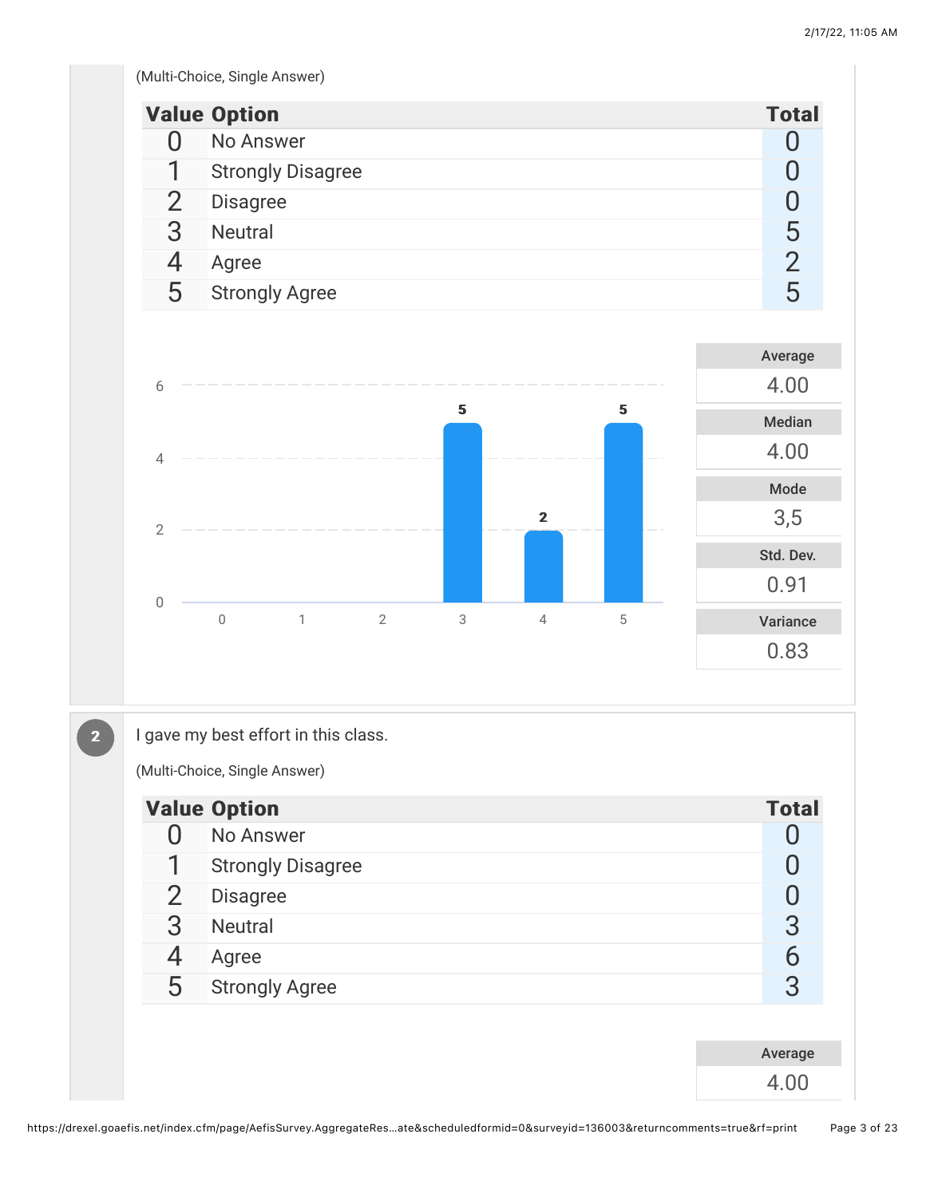(Multi-Choice, Single Answer)

| Value | Option | Total |
|---|---|---|
| 0 | No Answer | 0 |
| 1 | Strongly Disagree | 0 |
| 2 | Disagree | 0 |
| 3 | Neutral | 5 |
| 4 | Agree | 2 |
| 5 | Strongly Agree | 5 |

| Average | Median | Mode | Std. Dev. | Variance |
|---|---|---|---|---|
| 4.00 | 4.00 | 3,5 | 0.91 | 0.83 |

**2** I gave my best effort in this class.

(Multi-Choice, Single Answer)

| Value | Option | Total |
|---|---|---|
| 0 | No Answer | 0 |
| 1 | Strongly Disagree | 0 |
| 2 | Disagree | 0 |
| 3 | Neutral | 3 |
| 4 | Agree | 6 |
| 5 | Strongly Agree | 3 |

| Average |
|---|
| 4.00 |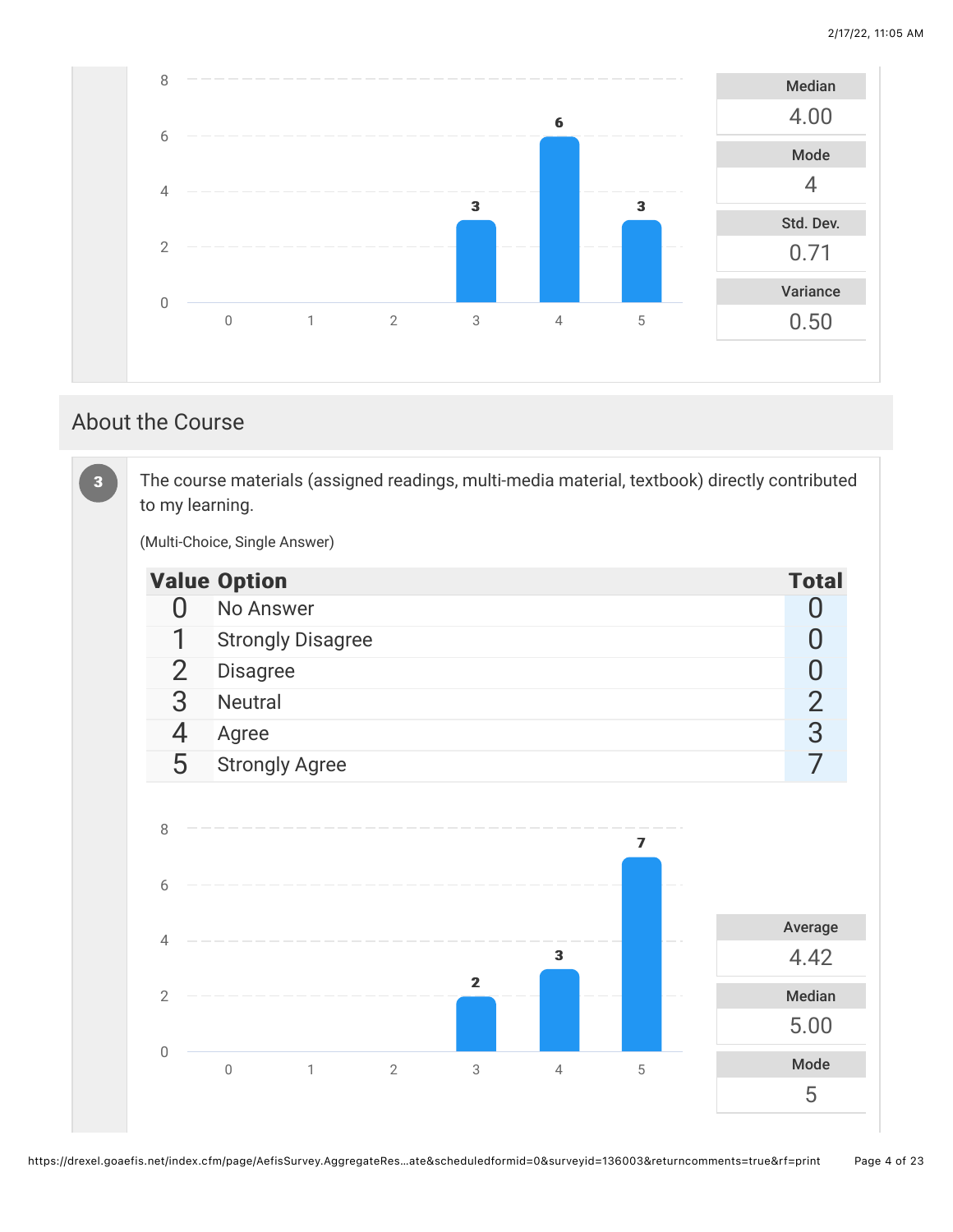| Median |
| --- |
| 4.00 |

| Mode |
| --- |
| 4 |

| Std. Dev. |
| --- |
| 0.71 |

| Variance |
| --- |
| 0.50 |

## About the Course

**3** The course materials (assigned readings, multi-media material, textbook) directly contributed to my learning.

(Multi-Choice, Single Answer)

| Value | Option | Total |
| --- | --- | --- |
| 0 | No Answer | 0 |
| 1 | Strongly Disagree | 0 |
| 2 | Disagree | 0 |
| 3 | Neutral | 2 |
| 4 | Agree | 3 |
| 5 | Strongly Agree | 7 |

| Average |
| --- |
| 4.42 |

| Median |
| --- |
| 5.00 |

| Mode |
| --- |
| 5 |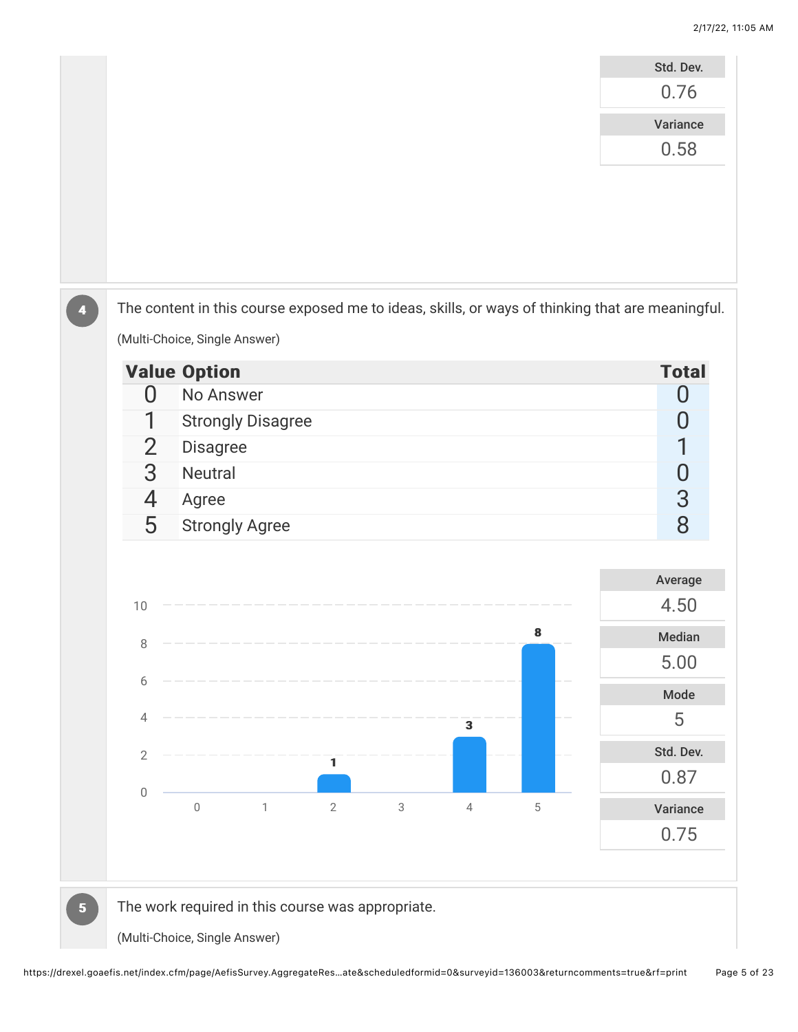| Std. Dev. |
| --- |
| 0.76 |

| Variance |
| --- |
| 0.58 |

**4** The content in this course exposed me to ideas, skills, or ways of thinking that are meaningful.

(Multi-Choice, Single Answer)

| Value | Option | Total |
| --- | --- | --- |
| 0 | No Answer | 0 |
| 1 | Strongly Disagree | 0 |
| 2 | Disagree | 1 |
| 3 | Neutral | 0 |
| 4 | Agree | 3 |
| 5 | Strongly Agree | 8 |

| Average | Median | Mode | Std. Dev. | Variance |
| --- | --- | --- | --- | --- |
| 4.50 | 5.00 | 5 | 0.87 | 0.75 |

**5** The work required in this course was appropriate.

(Multi-Choice, Single Answer)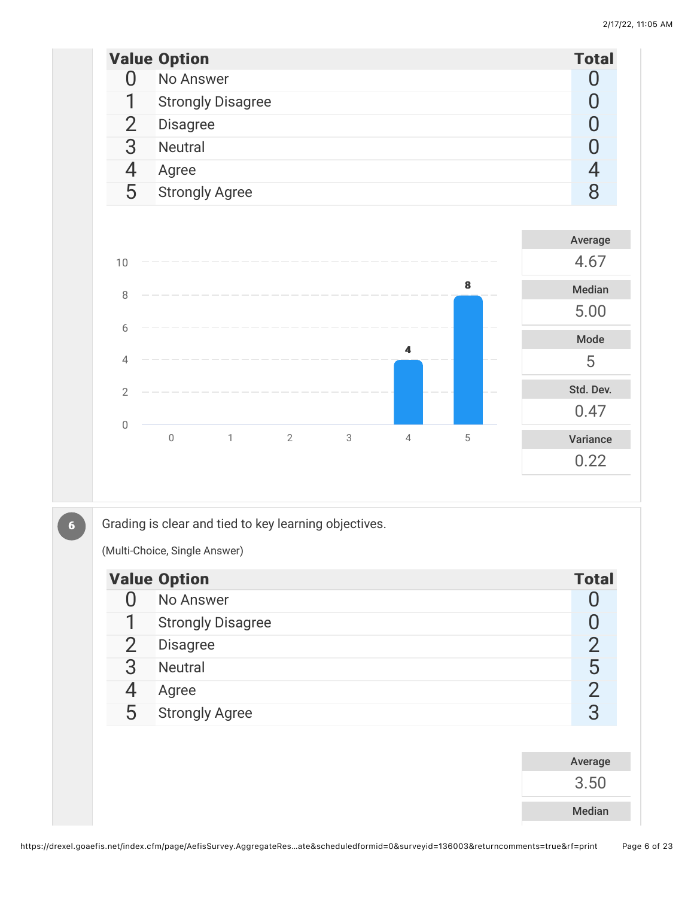| Value | Option | Total |
|---|---|---|
| 0 | No Answer | 0 |
| 1 | Strongly Disagree | 0 |
| 2 | Disagree | 0 |
| 3 | Neutral | 0 |
| 4 | Agree | 4 |
| 5 | Strongly Agree | 8 |

| Average | Median | Mode | Std. Dev. | Variance |
|---|---|---|---|---|
| 4.67 | 5.00 | 5 | 0.47 | 0.22 |

**6** Grading is clear and tied to key learning objectives.

(Multi-Choice, Single Answer)

| Value | Option | Total |
|---|---|---|
| 0 | No Answer | 0 |
| 1 | Strongly Disagree | 0 |
| 2 | Disagree | 2 |
| 3 | Neutral | 5 |
| 4 | Agree | 2 |
| 5 | Strongly Agree | 3 |

| Average |
|---|
| 3.50 |

Median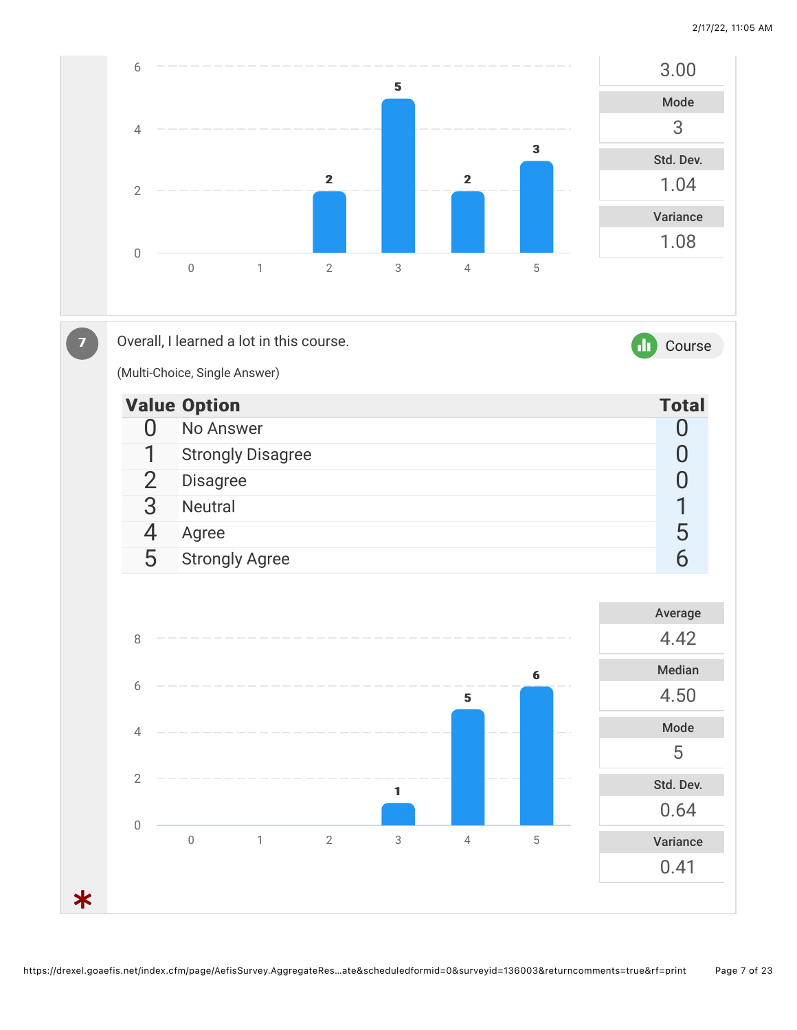| 3.00 |
|---|
| **Mode** |
| 3 |
| **Std. Dev.** |
| 1.04 |
| **Variance** |
| 1.08 |

| Value | Count |
|---|---|
| 0 | |
| 1 | |
| 2 | 2 |
| 3 | 5 |
| 4 | 2 |
| 5 | 3 |

**7** Overall, I learned a lot in this course.

Course

(Multi-Choice, Single Answer)

| Value | Option | Total |
|---|---|---|
| 0 | No Answer | 0 |
| 1 | Strongly Disagree | 0 |
| 2 | Disagree | 0 |
| 3 | Neutral | 1 |
| 4 | Agree | 5 |
| 5 | Strongly Agree | 6 |

| Value | Count |
|---|---|
| 0 | |
| 1 | |
| 2 | |
| 3 | 1 |
| 4 | 5 |
| 5 | 6 |

| Average | Median | Mode | Std. Dev. | Variance |
|---|---|---|---|---|
| 4.42 | 4.50 | 5 | 0.64 | 0.41 |

*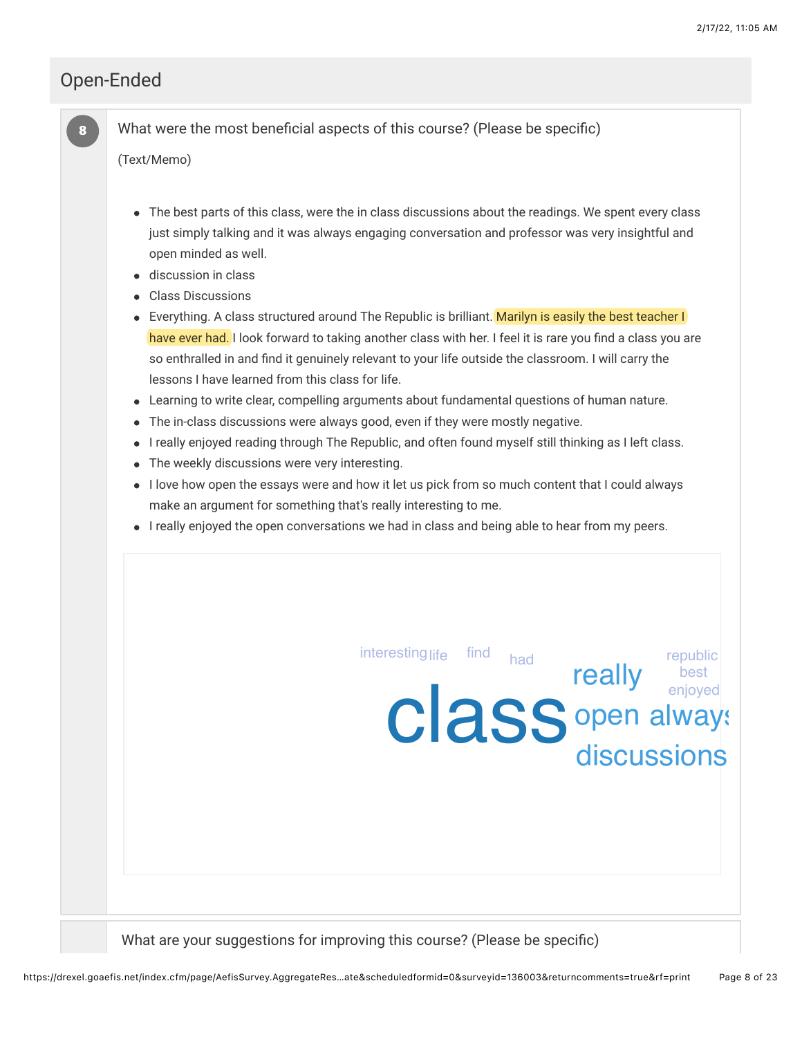## Open-Ended

**8** What were the most beneficial aspects of this course? (Please be specific)

(Text/Memo)

- The best parts of this class, were the in class discussions about the readings. We spent every class just simply talking and it was always engaging conversation and professor was very insightful and open minded as well.
- discussion in class
- Class Discussions
- Everything. A class structured around The Republic is brilliant. Marilyn is easily the best teacher I have ever had. I look forward to taking another class with her. I feel it is rare you find a class you are so enthralled in and find it genuinely relevant to your life outside the classroom. I will carry the lessons I have learned from this class for life.
- Learning to write clear, compelling arguments about fundamental questions of human nature.
- The in-class discussions were always good, even if they were mostly negative.
- I really enjoyed reading through The Republic, and often found myself still thinking as I left class.
- The weekly discussions were very interesting.
- I love how open the essays were and how it let us pick from so much content that I could always make an argument for something that's really interesting to me.
- I really enjoyed the open conversations we had in class and being able to hear from my peers.

interesting life find had republic best enjoyed really class open always discussions

What are your suggestions for improving this course? (Please be specific)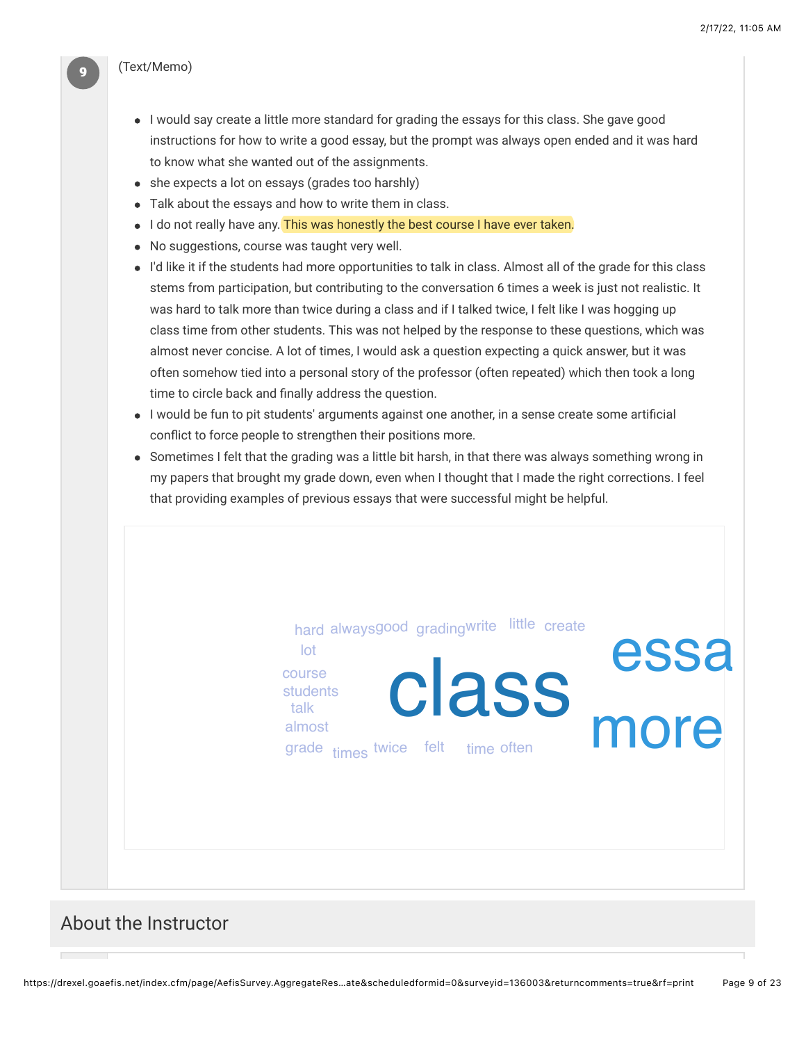9

(Text/Memo)

- I would say create a little more standard for grading the essays for this class. She gave good instructions for how to write a good essay, but the prompt was always open ended and it was hard to know what she wanted out of the assignments.
- she expects a lot on essays (grades too harshly)
- Talk about the essays and how to write them in class.
- I do not really have any. This was honestly the best course I have ever taken.
- No suggestions, course was taught very well.
- I'd like it if the students had more opportunities to talk in class. Almost all of the grade for this class stems from participation, but contributing to the conversation 6 times a week is just not realistic. It was hard to talk more than twice during a class and if I talked twice, I felt like I was hogging up class time from other students. This was not helped by the response to these questions, which was almost never concise. A lot of times, I would ask a question expecting a quick answer, but it was often somehow tied into a personal story of the professor (often repeated) which then took a long time to circle back and finally address the question.
- I would be fun to pit students' arguments against one another, in a sense create some artificial conflict to force people to strengthen their positions more.
- Sometimes I felt that the grading was a little bit harsh, in that there was always something wrong in my papers that brought my grade down, even when I thought that I made the right corrections. I feel that providing examples of previous essays that were successful might be helpful.

hard always good grading write little create lot course students talk almost grade times twice felt time often class essa more

## About the Instructor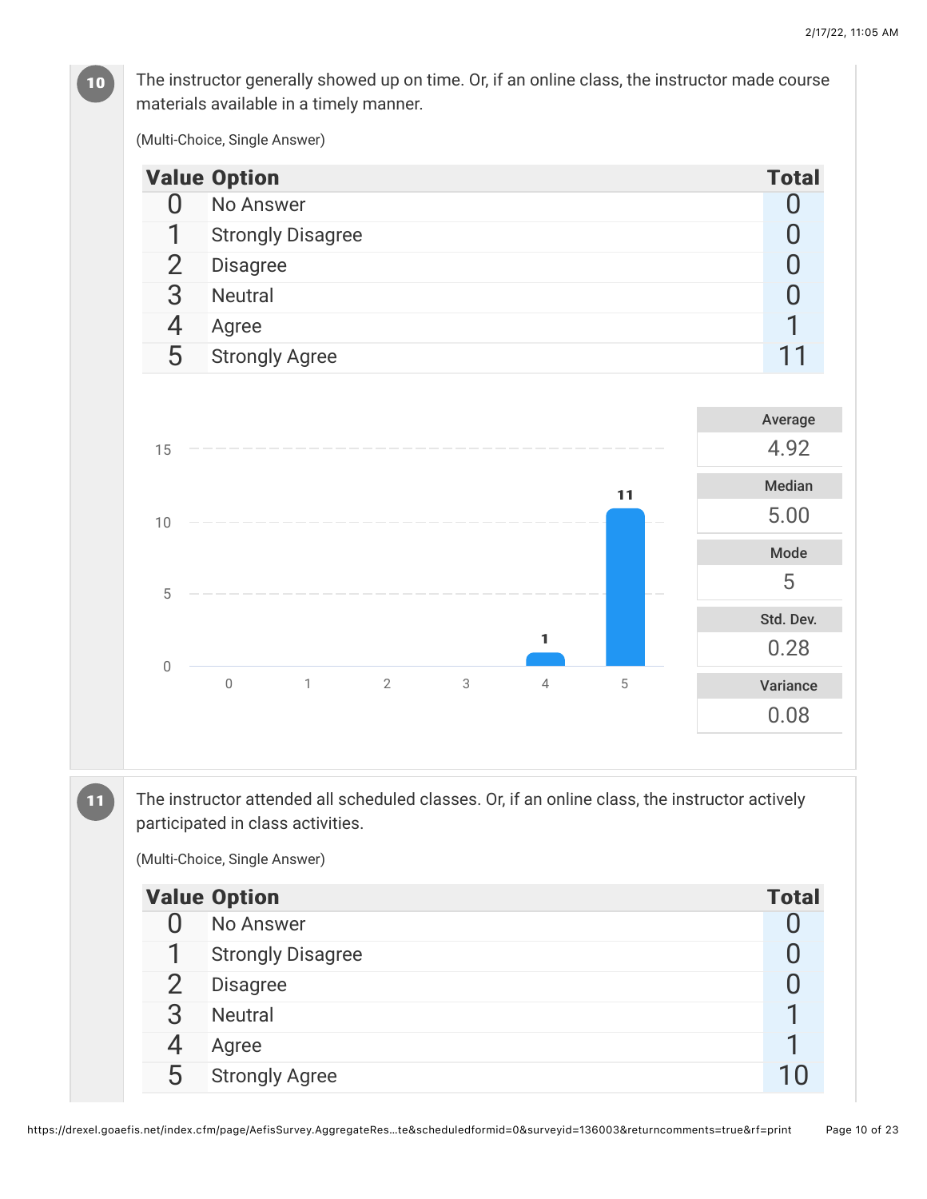**10**

The instructor generally showed up on time. Or, if an online class, the instructor made course materials available in a timely manner.

(Multi-Choice, Single Answer)

| Value | Option | Total |
|---|---|---|
| 0 | No Answer | 0 |
| 1 | Strongly Disagree | 0 |
| 2 | Disagree | 0 |
| 3 | Neutral | 0 |
| 4 | Agree | 1 |
| 5 | Strongly Agree | 11 |

| Average | Median | Mode | Std. Dev. | Variance |
|---|---|---|---|---|
| 4.92 | 5.00 | 5 | 0.28 | 0.08 |

**11**

The instructor attended all scheduled classes. Or, if an online class, the instructor actively participated in class activities.

(Multi-Choice, Single Answer)

| Value | Option | Total |
|---|---|---|
| 0 | No Answer | 0 |
| 1 | Strongly Disagree | 0 |
| 2 | Disagree | 0 |
| 3 | Neutral | 1 |
| 4 | Agree | 1 |
| 5 | Strongly Agree | 10 |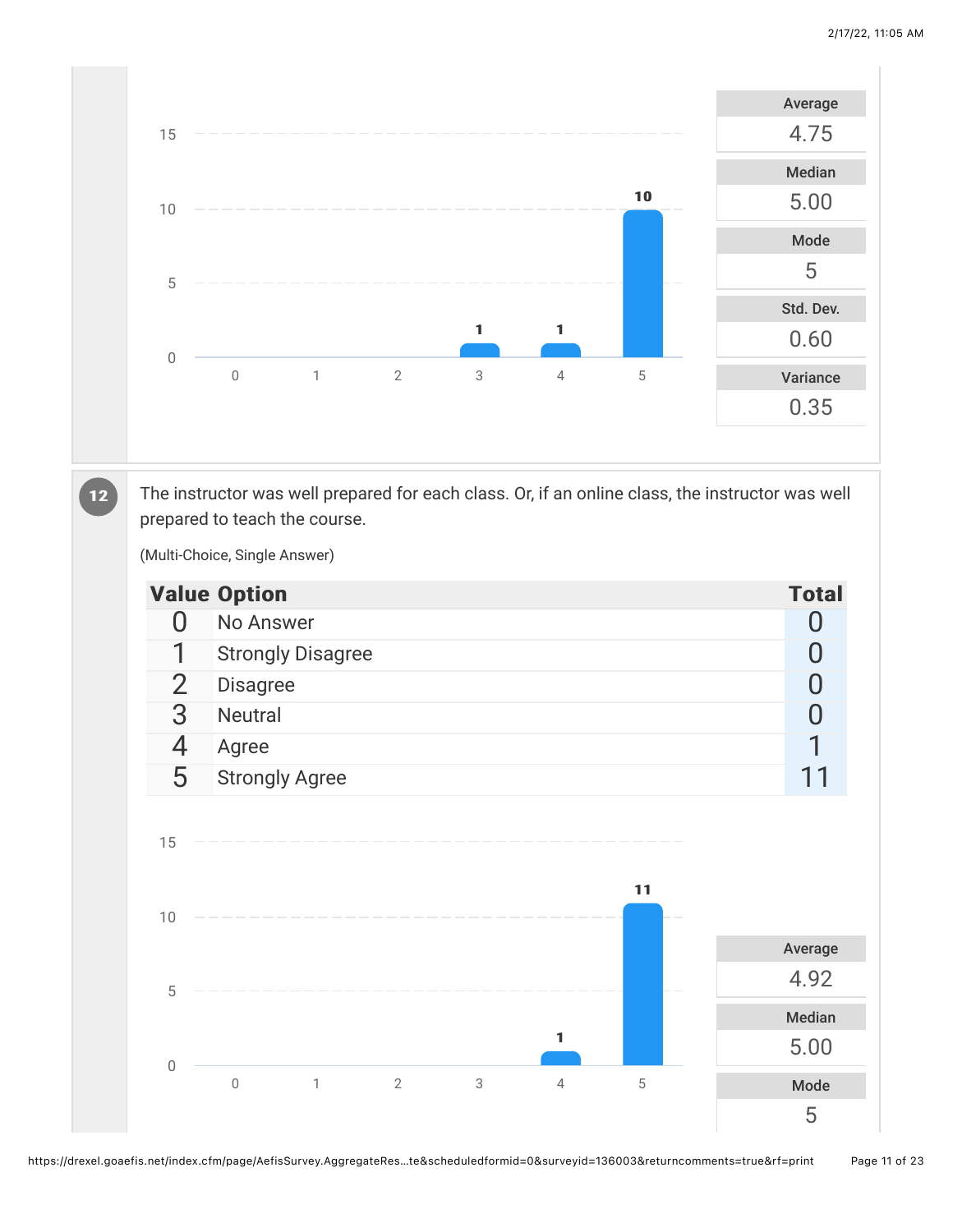| Average |
|---|
| 4.75 |

| Median |
|---|
| 5.00 |

| Mode |
|---|
| 5 |

| Std. Dev. |
|---|
| 0.60 |

| Variance |
|---|
| 0.35 |

**12** The instructor was well prepared for each class. Or, if an online class, the instructor was well prepared to teach the course.

(Multi-Choice, Single Answer)

| Value | Option | Total |
|---|---|---|
| 0 | No Answer | 0 |
| 1 | Strongly Disagree | 0 |
| 2 | Disagree | 0 |
| 3 | Neutral | 0 |
| 4 | Agree | 1 |
| 5 | Strongly Agree | 11 |

| Average |
|---|
| 4.92 |

| Median |
|---|
| 5.00 |

| Mode |
|---|
| 5 |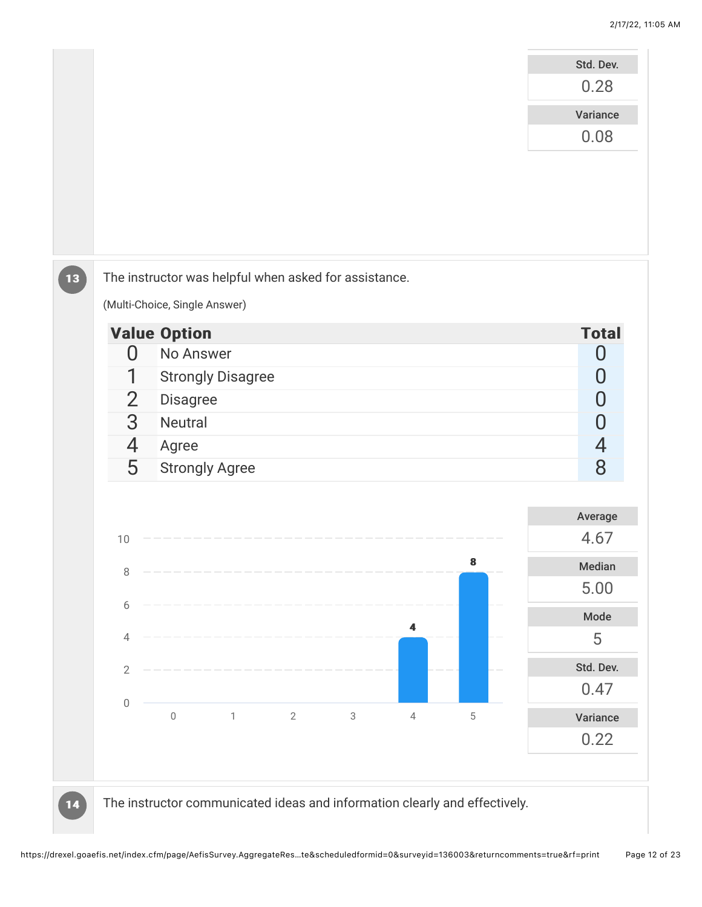| Std. Dev. |
| --- |
| 0.28 |

| Variance |
| --- |
| 0.08 |

**13** The instructor was helpful when asked for assistance.

(Multi-Choice, Single Answer)

| Value | Option | Total |
| --- | --- | --- |
| 0 | No Answer | 0 |
| 1 | Strongly Disagree | 0 |
| 2 | Disagree | 0 |
| 3 | Neutral | 0 |
| 4 | Agree | 4 |
| 5 | Strongly Agree | 8 |

| Average | Median | Mode | Std. Dev. | Variance |
| --- | --- | --- | --- | --- |
| 4.67 | 5.00 | 5 | 0.47 | 0.22 |

**14** The instructor communicated ideas and information clearly and effectively.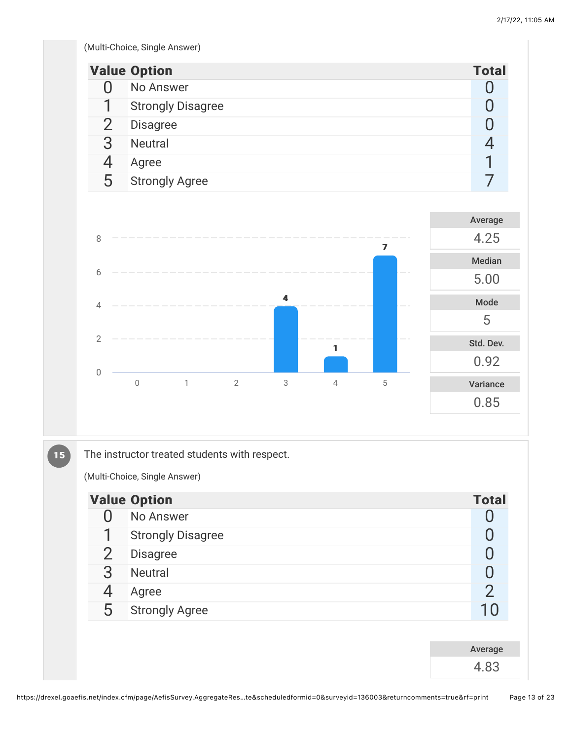(Multi-Choice, Single Answer)

| Value | Option | Total |
|---|---|---|
| 0 | No Answer | 0 |
| 1 | Strongly Disagree | 0 |
| 2 | Disagree | 0 |
| 3 | Neutral | 4 |
| 4 | Agree | 1 |
| 5 | Strongly Agree | 7 |

| Average | Median | Mode | Std. Dev. | Variance |
|---|---|---|---|---|
| 4.25 | 5.00 | 5 | 0.92 | 0.85 |

**15** The instructor treated students with respect.

(Multi-Choice, Single Answer)

| Value | Option | Total |
|---|---|---|
| 0 | No Answer | 0 |
| 1 | Strongly Disagree | 0 |
| 2 | Disagree | 0 |
| 3 | Neutral | 0 |
| 4 | Agree | 2 |
| 5 | Strongly Agree | 10 |

| Average |
|---|
| 4.83 |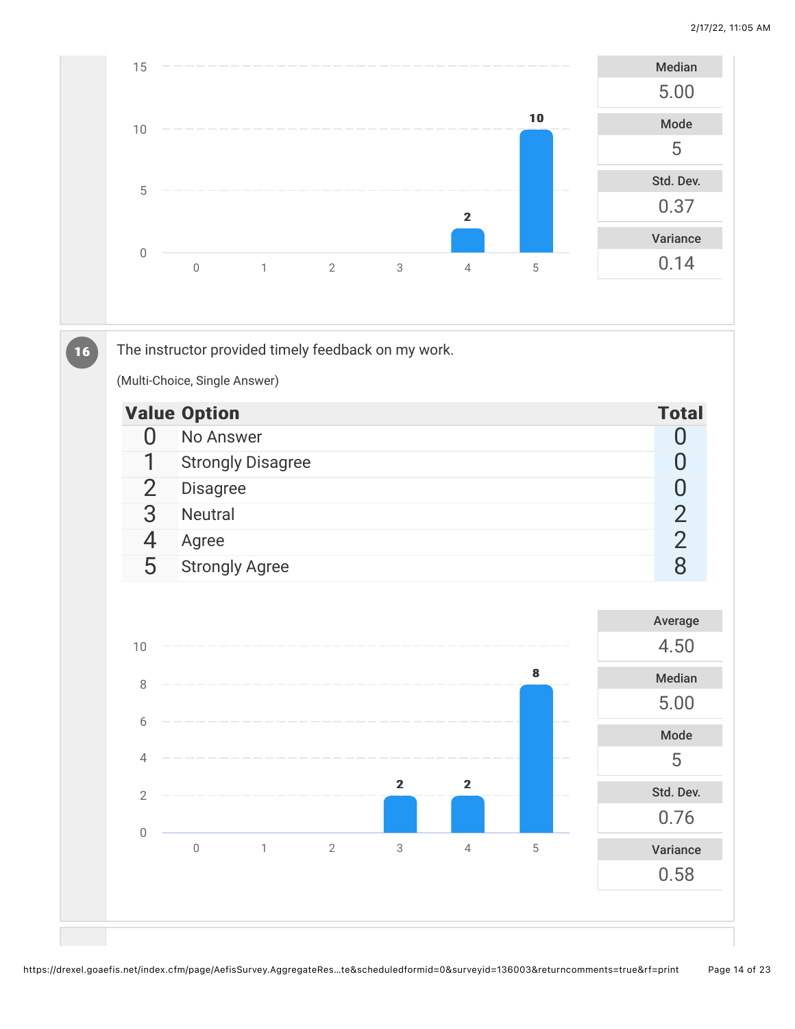| Median |
| --- |
| 5.00 |

| Mode |
| --- |
| 5 |

| Std. Dev. |
| --- |
| 0.37 |

| Variance |
| --- |
| 0.14 |

**16** The instructor provided timely feedback on my work.

(Multi-Choice, Single Answer)

| Value | Option | Total |
| --- | --- | --- |
| 0 | No Answer | 0 |
| 1 | Strongly Disagree | 0 |
| 2 | Disagree | 0 |
| 3 | Neutral | 2 |
| 4 | Agree | 2 |
| 5 | Strongly Agree | 8 |

| Average |
| --- |
| 4.50 |

| Median |
| --- |
| 5.00 |

| Mode |
| --- |
| 5 |

| Std. Dev. |
| --- |
| 0.76 |

| Variance |
| --- |
| 0.58 |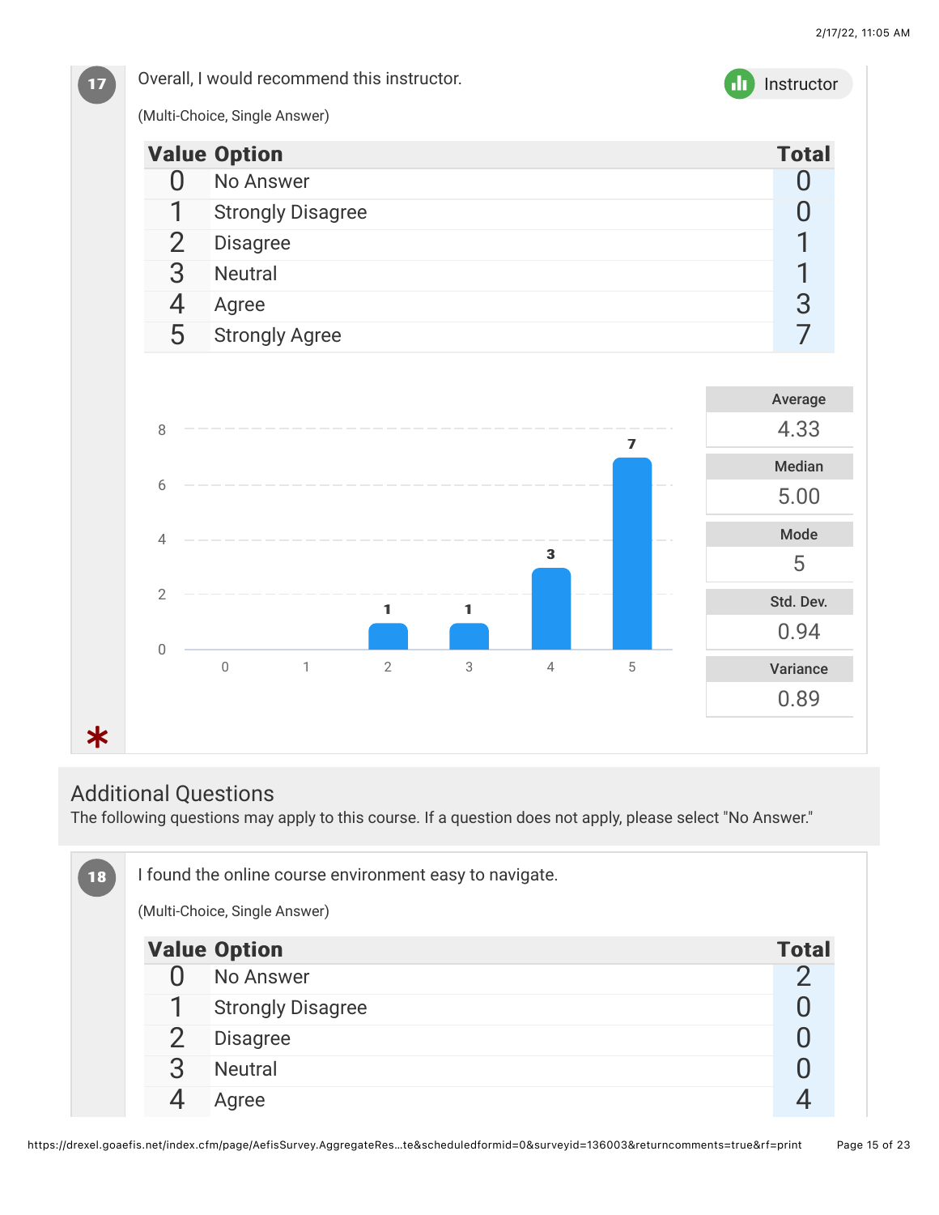**17** Overall, I would recommend this instructor.

Instructor

(Multi-Choice, Single Answer)

| Value | Option | Total |
|---|---|---|
| 0 | No Answer | 0 |
| 1 | Strongly Disagree | 0 |
| 2 | Disagree | 1 |
| 3 | Neutral | 1 |
| 4 | Agree | 3 |
| 5 | Strongly Agree | 7 |

| Statistic | Value |
|---|---|
| Average | 4.33 |
| Median | 5.00 |
| Mode | 5 |
| Std. Dev. | 0.94 |
| Variance | 0.89 |

*

## Additional Questions

The following questions may apply to this course. If a question does not apply, please select "No Answer."

**18** I found the online course environment easy to navigate.

(Multi-Choice, Single Answer)

| Value | Option | Total |
|---|---|---|
| 0 | No Answer | 2 |
| 1 | Strongly Disagree | 0 |
| 2 | Disagree | 0 |
| 3 | Neutral | 0 |
| 4 | Agree | 4 |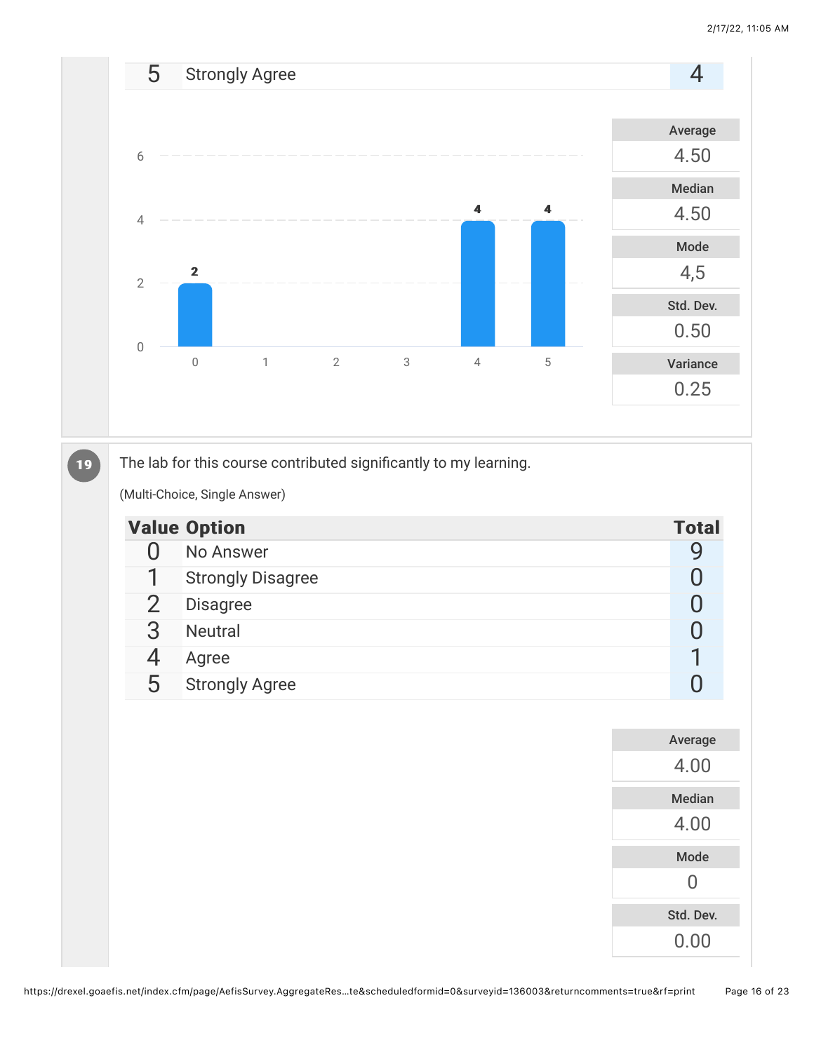| 5 | Strongly Agree | 4 |
|---|---|---|

| Average |
|---|
| 4.50 |

| Median |
|---|
| 4.50 |

| Mode |
|---|
| 4,5 |

| Std. Dev. |
|---|
| 0.50 |

| Variance |
|---|
| 0.25 |

**19** The lab for this course contributed significantly to my learning.

(Multi-Choice, Single Answer)

| Value | Option | Total |
|---|---|---|
| 0 | No Answer | 9 |
| 1 | Strongly Disagree | 0 |
| 2 | Disagree | 0 |
| 3 | Neutral | 0 |
| 4 | Agree | 1 |
| 5 | Strongly Agree | 0 |

| Average |
|---|
| 4.00 |

| Median |
|---|
| 4.00 |

| Mode |
|---|
| 0 |

| Std. Dev. |
|---|
| 0.00 |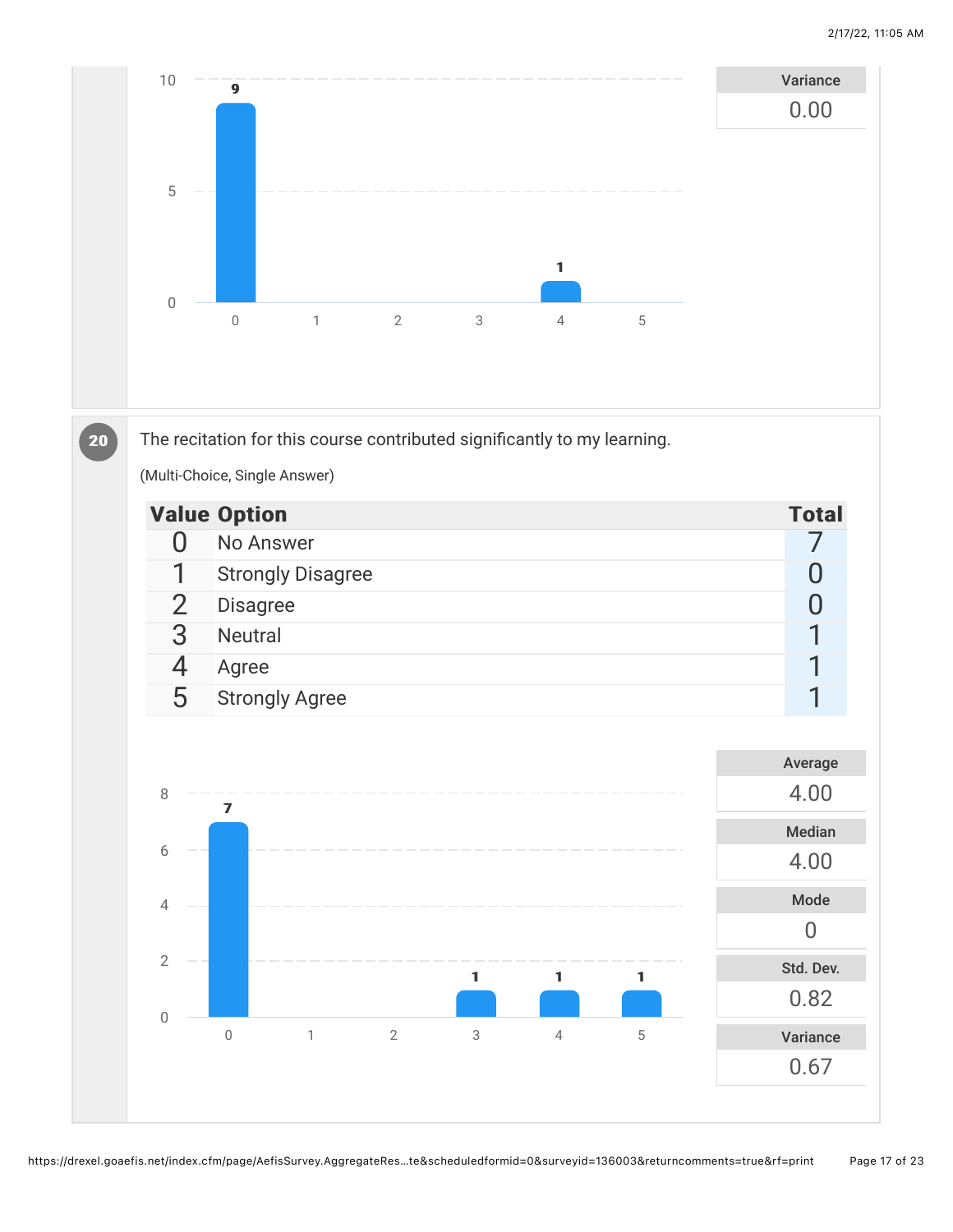| Variance |
| --- |
| 0.00 |

## 20

The recitation for this course contributed significantly to my learning.

(Multi-Choice, Single Answer)

| Value | Option | Total |
| --- | --- | --- |
| 0 | No Answer | 7 |
| 1 | Strongly Disagree | 0 |
| 2 | Disagree | 0 |
| 3 | Neutral | 1 |
| 4 | Agree | 1 |
| 5 | Strongly Agree | 1 |

| Average | Median | Mode | Std. Dev. | Variance |
| --- | --- | --- | --- | --- |
| 4.00 | 4.00 | 0 | 0.82 | 0.67 |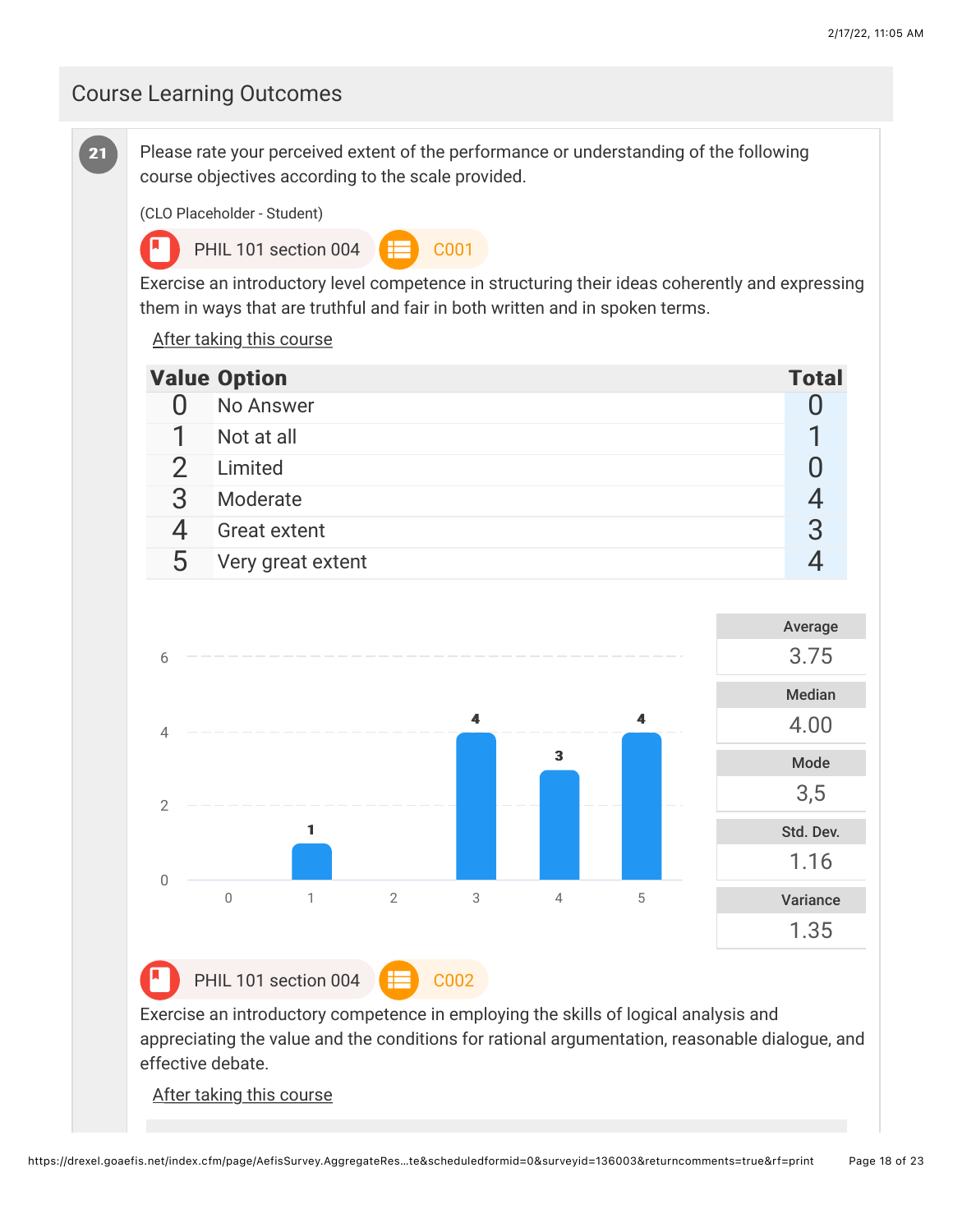## Course Learning Outcomes

**21** Please rate your perceived extent of the performance or understanding of the following course objectives according to the scale provided.

(CLO Placeholder - Student)

PHIL 101 section 004 | C001

Exercise an introductory level competence in structuring their ideas coherently and expressing them in ways that are truthful and fair in both written and in spoken terms.

After taking this course

| Value | Option | Total |
|---|---|---|
| 0 | No Answer | 0 |
| 1 | Not at all | 1 |
| 2 | Limited | 0 |
| 3 | Moderate | 4 |
| 4 | Great extent | 3 |
| 5 | Very great extent | 4 |

| Average | Median | Mode | Std. Dev. | Variance |
|---|---|---|---|---|
| 3.75 | 4.00 | 3,5 | 1.16 | 1.35 |

PHIL 101 section 004 | C002

Exercise an introductory competence in employing the skills of logical analysis and appreciating the value and the conditions for rational argumentation, reasonable dialogue, and effective debate.

After taking this course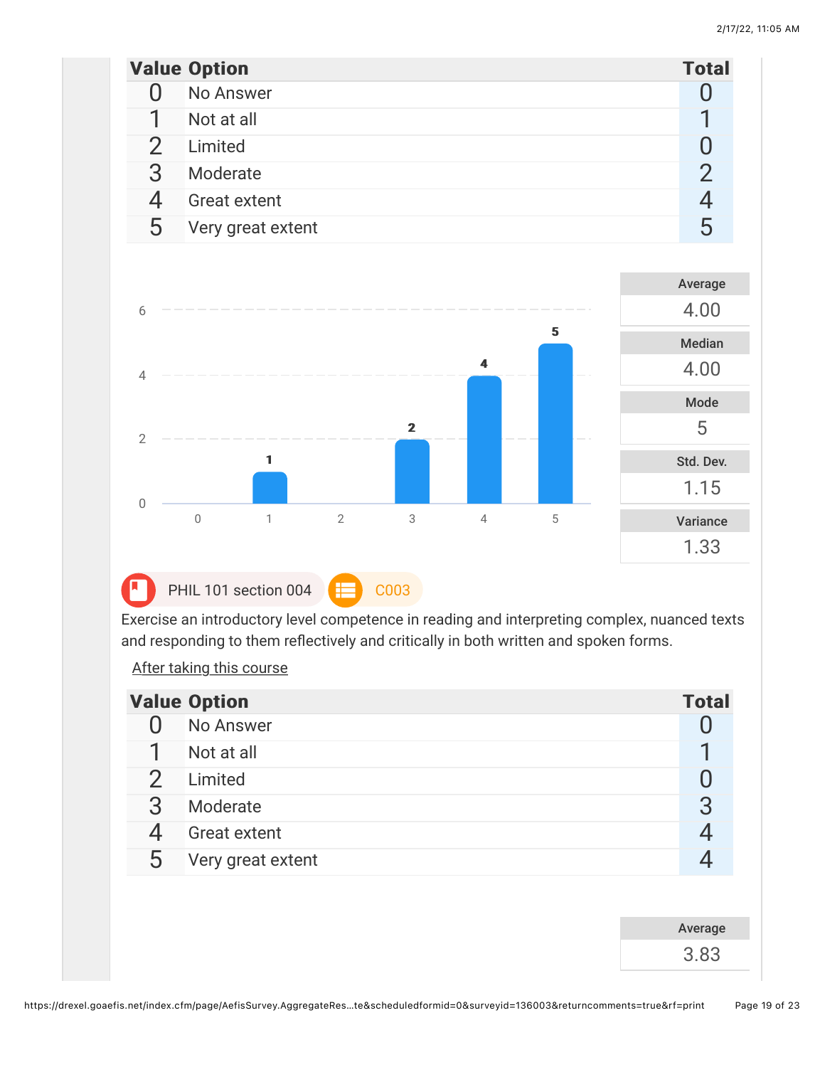| Value | Option | Total |
|---|---|---|
| 0 | No Answer | 0 |
| 1 | Not at all | 1 |
| 2 | Limited | 0 |
| 3 | Moderate | 2 |
| 4 | Great extent | 4 |
| 5 | Very great extent | 5 |

| Average |
|---|
| 4.00 |

| Median |
|---|
| 4.00 |

| Mode |
|---|
| 5 |

| Std. Dev. |
|---|
| 1.15 |

| Variance |
|---|
| 1.33 |

PHIL 101 section 004 C003

Exercise an introductory level competence in reading and interpreting complex, nuanced texts and responding to them reflectively and critically in both written and spoken forms.

After taking this course

| Value | Option | Total |
|---|---|---|
| 0 | No Answer | 0 |
| 1 | Not at all | 1 |
| 2 | Limited | 0 |
| 3 | Moderate | 3 |
| 4 | Great extent | 4 |
| 5 | Very great extent | 4 |

| Average |
|---|
| 3.83 |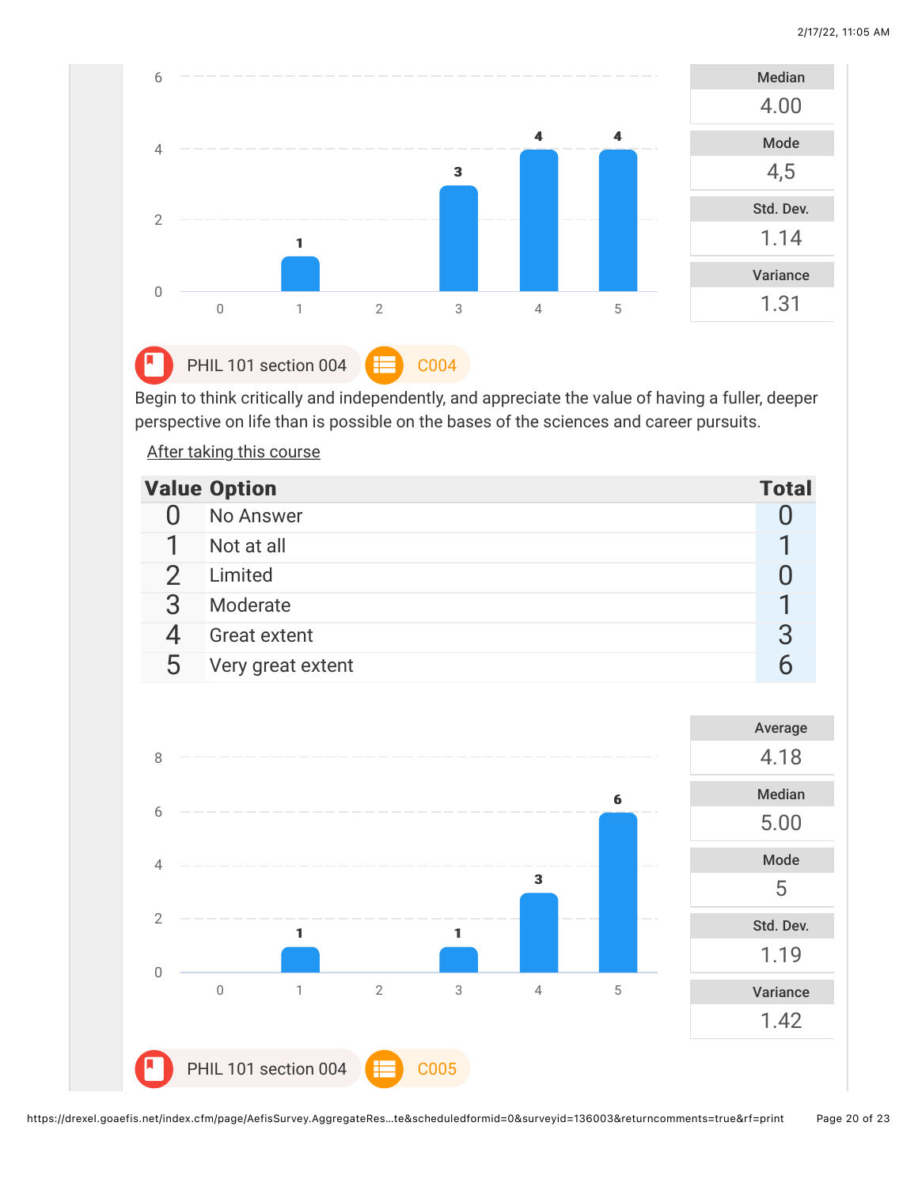| Median |
| --- |
| 4.00 |

| Mode |
| --- |
| 4,5 |

| Std. Dev. |
| --- |
| 1.14 |

| Variance |
| --- |
| 1.31 |

PHIL 101 section 004 C004

Begin to think critically and independently, and appreciate the value of having a fuller, deeper perspective on life than is possible on the bases of the sciences and career pursuits.

After taking this course

| Value | Option | Total |
| --- | --- | --- |
| 0 | No Answer | 0 |
| 1 | Not at all | 1 |
| 2 | Limited | 0 |
| 3 | Moderate | 1 |
| 4 | Great extent | 3 |
| 5 | Very great extent | 6 |

| Average |
| --- |
| 4.18 |

| Median |
| --- |
| 5.00 |

| Mode |
| --- |
| 5 |

| Std. Dev. |
| --- |
| 1.19 |

| Variance |
| --- |
| 1.42 |

PHIL 101 section 004 C005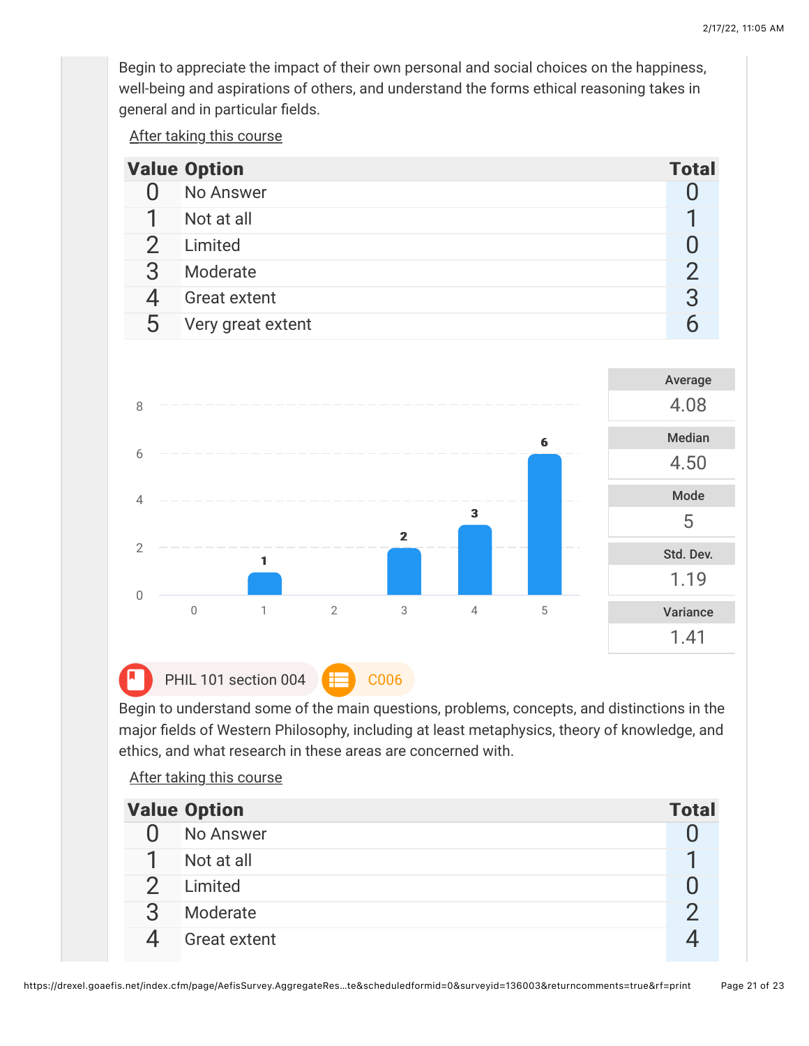Begin to appreciate the impact of their own personal and social choices on the happiness, well-being and aspirations of others, and understand the forms ethical reasoning takes in general and in particular fields.

After taking this course

| Value | Option | Total |
|---|---|---|
| 0 | No Answer | 0 |
| 1 | Not at all | 1 |
| 2 | Limited | 0 |
| 3 | Moderate | 2 |
| 4 | Great extent | 3 |
| 5 | Very great extent | 6 |

| Average | Median | Mode | Std. Dev. | Variance |
|---|---|---|---|---|
| 4.08 | 4.50 | 5 | 1.19 | 1.41 |

PHIL 101 section 004 C006

Begin to understand some of the main questions, problems, concepts, and distinctions in the major fields of Western Philosophy, including at least metaphysics, theory of knowledge, and ethics, and what research in these areas are concerned with.

After taking this course

| Value | Option | Total |
|---|---|---|
| 0 | No Answer | 0 |
| 1 | Not at all | 1 |
| 2 | Limited | 0 |
| 3 | Moderate | 2 |
| 4 | Great extent | 4 |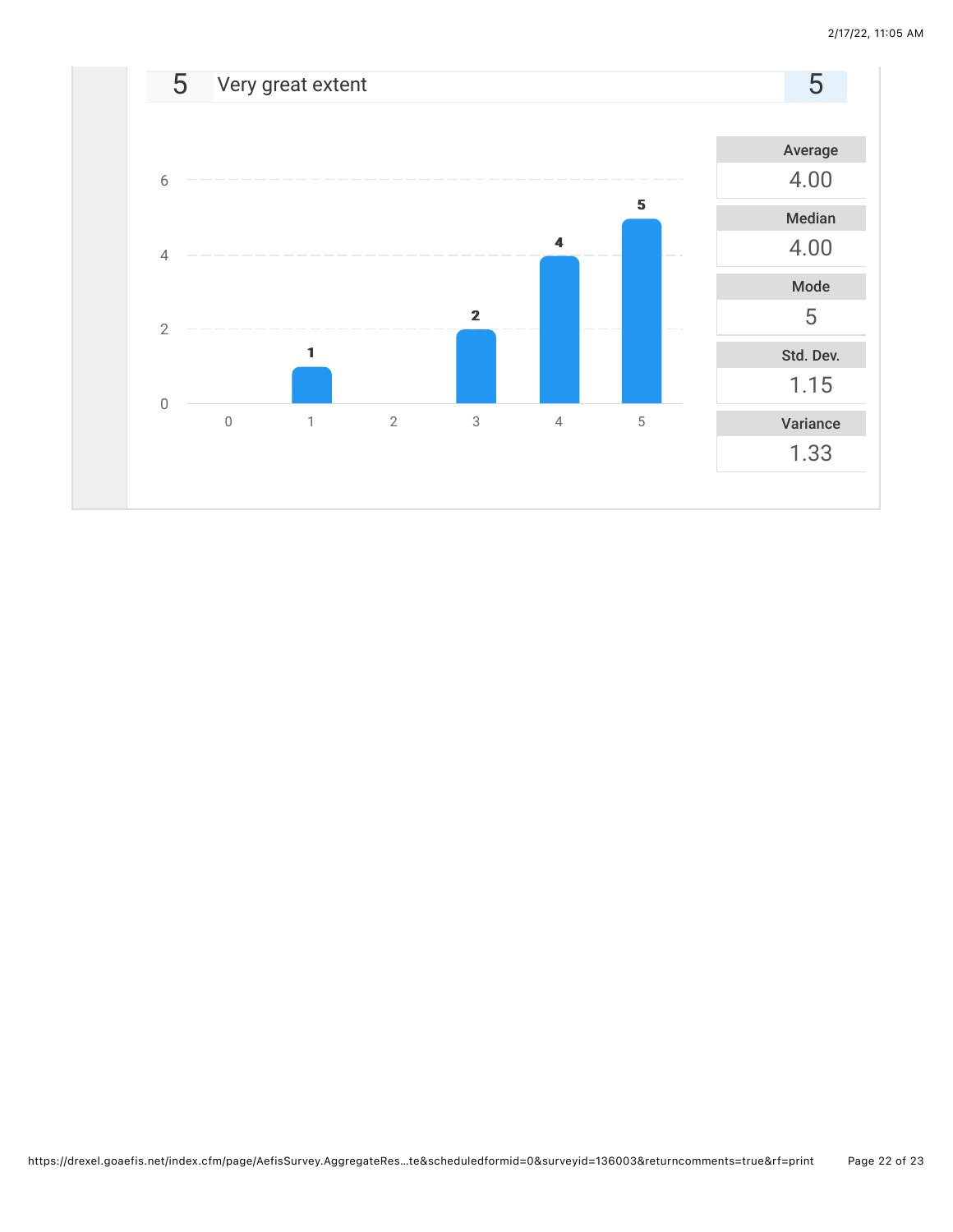| 5 | Very great extent | 5 |
| --- | --- | --- |

| Response | Count |
| --- | --- |
| 0 | |
| 1 | 1 |
| 2 | |
| 3 | 2 |
| 4 | 4 |
| 5 | 5 |

| Statistic | Value |
| --- | --- |
| Average | 4.00 |
| Median | 4.00 |
| Mode | 5 |
| Std. Dev. | 1.15 |
| Variance | 1.33 |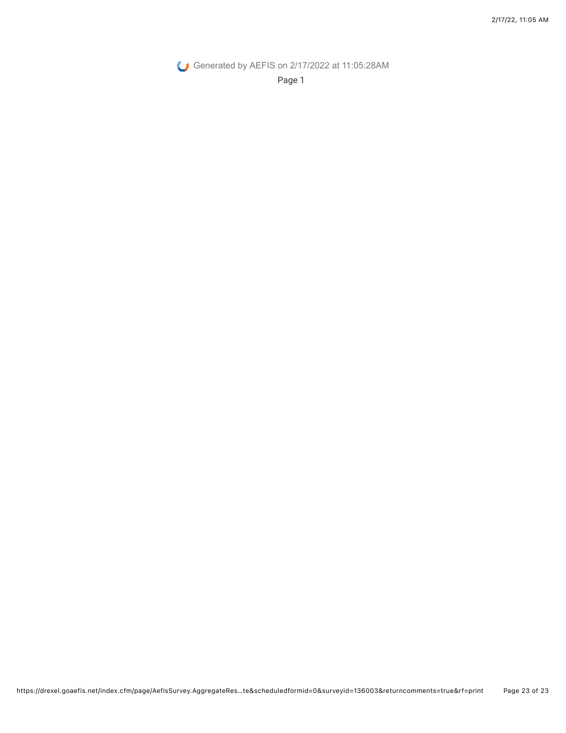Generated by AEFIS on 2/17/2022 at 11:05:28AM